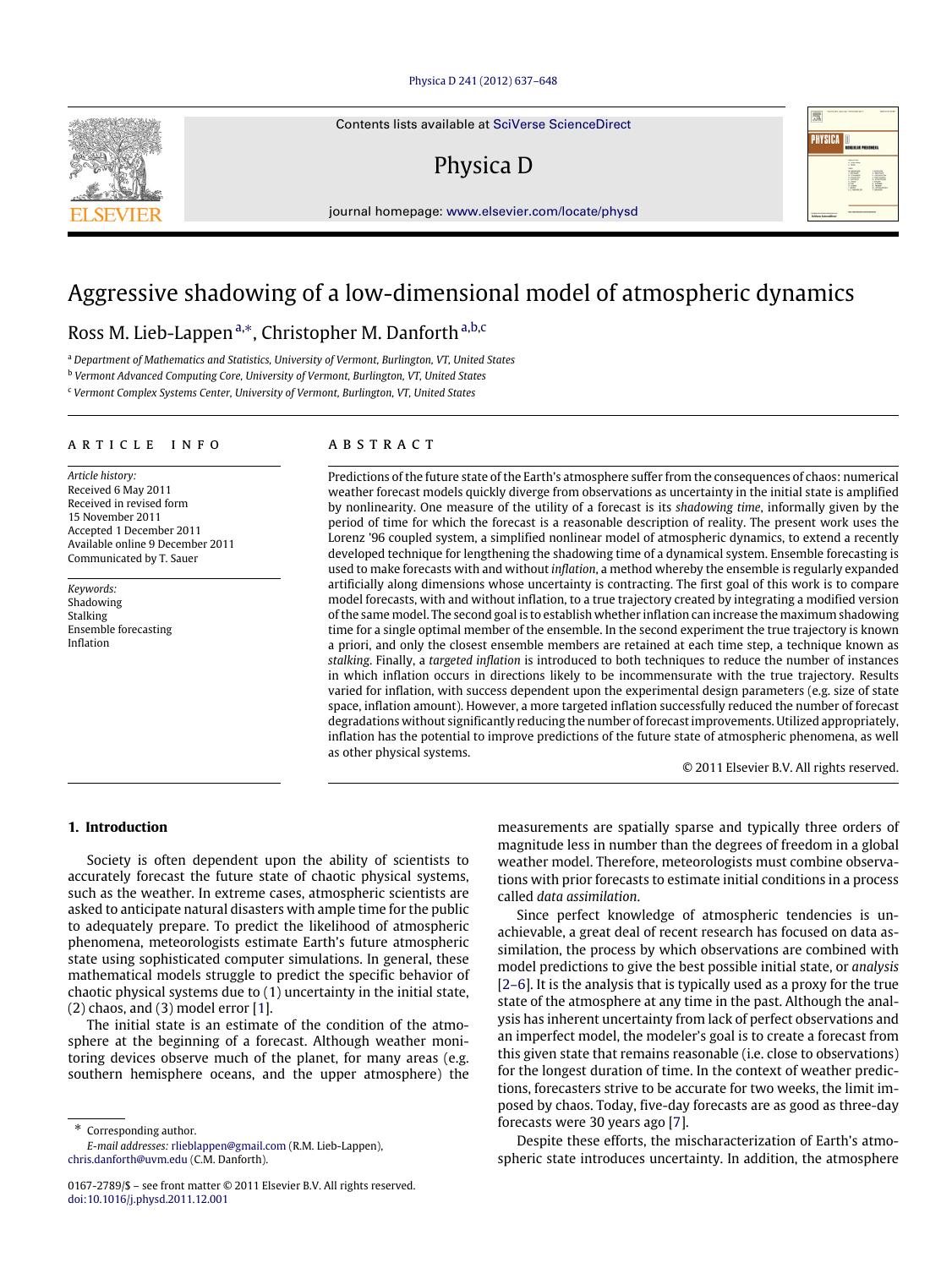# Aggressive shadowing of a low-dimensional model of atmospheric dynamics

Ross M. Lieb-Lappen [a,*], Christopher M. Danforth [a,b,c]

[a] Department of Mathematics and Statistics, University of Vermont, Burlington, VT, United States

[b] Vermont Advanced Computing Core, University of Vermont, Burlington, VT, United States

[c] Vermont Complex Systems Center, University of Vermont, Burlington, VT, United States

## ARTICLE INFO

*Article history:*
Received 6 May 2011
Received in revised form 15 November 2011
Accepted 1 December 2011
Available online 9 December 2011
Communicated by T. Sauer

*Keywords:*
Shadowing
Stalking
Ensemble forecasting
Inflation

## ABSTRACT

Predictions of the future state of the Earth's atmosphere suffer from the consequences of chaos: numerical weather forecast models quickly diverge from observations as uncertainty in the initial state is amplified by nonlinearity. One measure of the utility of a forecast is its *shadowing time*, informally given by the period of time for which the forecast is a reasonable description of reality. The present work uses the Lorenz '96 coupled system, a simplified nonlinear model of atmospheric dynamics, to extend a recently developed technique for lengthening the shadowing time of a dynamical system. Ensemble forecasting is used to make forecasts with and without *inflation*, a method whereby the ensemble is regularly expanded artificially along dimensions whose uncertainty is contracting. The first goal of this work is to compare model forecasts, with and without inflation, to a true trajectory created by integrating a modified version of the same model. The second goal is to establish whether inflation can increase the maximum shadowing time for a single optimal member of the ensemble. In the second experiment the true trajectory is known a priori, and only the closest ensemble members are retained at each time step, a technique known as *stalking*. Finally, a *targeted inflation* is introduced to both techniques to reduce the number of instances in which inflation occurs in directions likely to be incommensurate with the true trajectory. Results varied for inflation, with success dependent upon the experimental design parameters (e.g. size of state space, inflation amount). However, a more targeted inflation successfully reduced the number of forecast degradations without significantly reducing the number of forecast improvements. Utilized appropriately, inflation has the potential to improve predictions of the future state of atmospheric phenomena, as well as other physical systems.

© 2011 Elsevier B.V. All rights reserved.

## 1. Introduction

Society is often dependent upon the ability of scientists to accurately forecast the future state of chaotic physical systems, such as the weather. In extreme cases, atmospheric scientists are asked to anticipate natural disasters with ample time for the public to adequately prepare. To predict the likelihood of atmospheric phenomena, meteorologists estimate Earth's future atmospheric state using sophisticated computer simulations. In general, these mathematical models struggle to predict the specific behavior of chaotic physical systems due to (1) uncertainty in the initial state, (2) chaos, and (3) model error [1].

The initial state is an estimate of the condition of the atmosphere at the beginning of a forecast. Although weather monitoring devices observe much of the planet, for many areas (e.g. southern hemisphere oceans, and the upper atmosphere) the measurements are spatially sparse and typically three orders of magnitude less in number than the degrees of freedom in a global weather model. Therefore, meteorologists must combine observations with prior forecasts to estimate initial conditions in a process called *data assimilation*.

Since perfect knowledge of atmospheric tendencies is unachievable, a great deal of recent research has focused on data assimilation, the process by which observations are combined with model predictions to give the best possible initial state, or *analysis* [2–6]. It is the analysis that is typically used as a proxy for the true state of the atmosphere at any time in the past. Although the analysis has inherent uncertainty from lack of perfect observations and an imperfect model, the modeler's goal is to create a forecast from this given state that remains reasonable (i.e. close to observations) for the longest duration of time. In the context of weather predictions, forecasters strive to be accurate for two weeks, the limit imposed by chaos. Today, five-day forecasts are as good as three-day forecasts were 30 years ago [7].

Despite these efforts, the mischaracterization of Earth's atmospheric state introduces uncertainty. In addition, the atmosphere

---

* Corresponding author.
*E-mail addresses:* rlieblappen@gmail.com (R.M. Lieb-Lappen), chris.danforth@uvm.edu (C.M. Danforth).

0167-2789/$ – see front matter © 2011 Elsevier B.V. All rights reserved.
doi:10.1016/j.physd.2011.12.001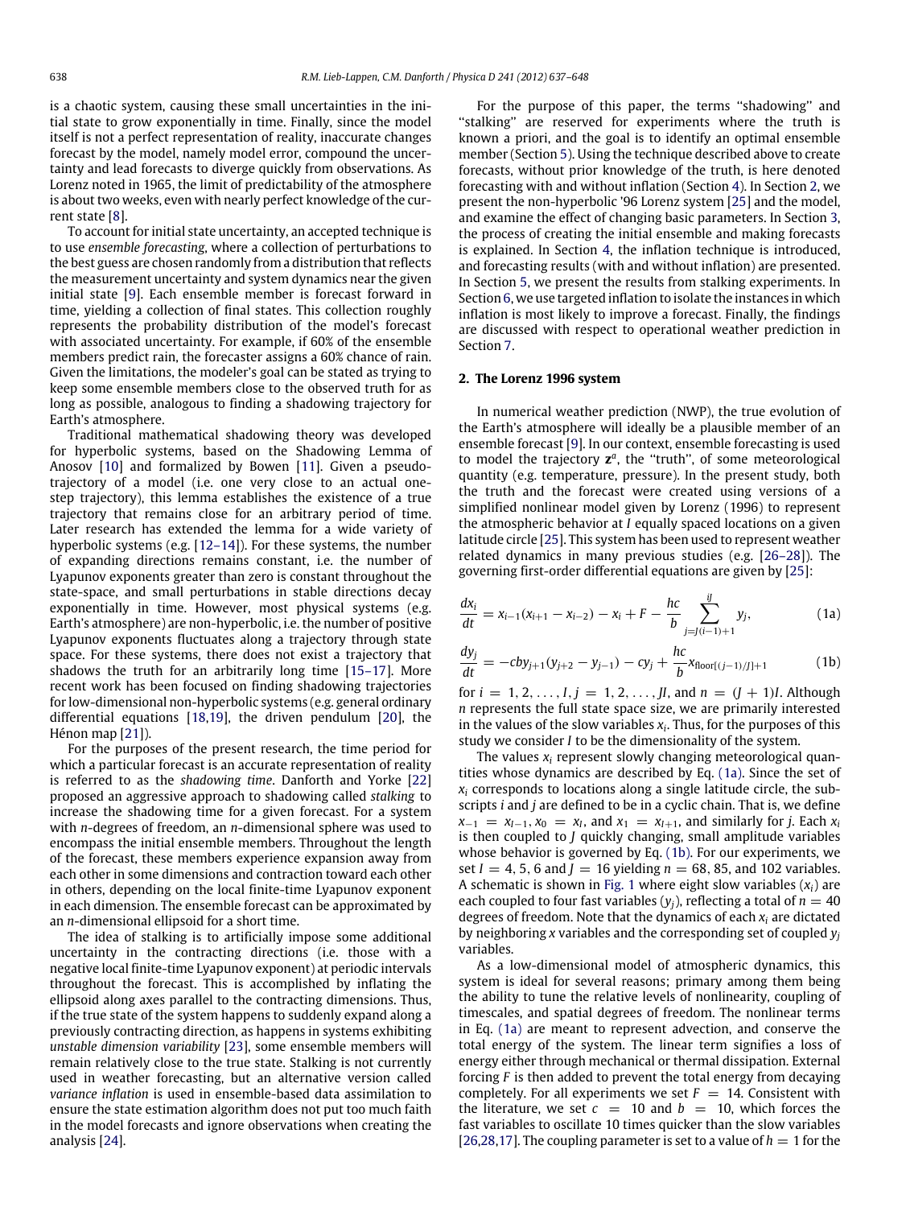is a chaotic system, causing these small uncertainties in the initial state to grow exponentially in time. Finally, since the model itself is not a perfect representation of reality, inaccurate changes forecast by the model, namely model error, compound the uncertainty and lead forecasts to diverge quickly from observations. As Lorenz noted in 1965, the limit of predictability of the atmosphere is about two weeks, even with nearly perfect knowledge of the current state [8].

To account for initial state uncertainty, an accepted technique is to use *ensemble forecasting*, where a collection of perturbations to the best guess are chosen randomly from a distribution that reflects the measurement uncertainty and system dynamics near the given initial state [9]. Each ensemble member is forecast forward in time, yielding a collection of final states. This collection roughly represents the probability distribution of the model's forecast with associated uncertainty. For example, if 60% of the ensemble members predict rain, the forecaster assigns a 60% chance of rain. Given the limitations, the modeler's goal can be stated as trying to keep some ensemble members close to the observed truth for as long as possible, analogous to finding a shadowing trajectory for Earth's atmosphere.

Traditional mathematical shadowing theory was developed for hyperbolic systems, based on the Shadowing Lemma of Anosov [10] and formalized by Bowen [11]. Given a pseudo-trajectory of a model (i.e. one very close to an actual one-step trajectory), this lemma establishes the existence of a true trajectory that remains close for an arbitrary period of time. Later research has extended the lemma for a wide variety of hyperbolic systems (e.g. [12–14]). For these systems, the number of expanding directions remains constant, i.e. the number of Lyapunov exponents greater than zero is constant throughout the state-space, and small perturbations in stable directions decay exponentially in time. However, most physical systems (e.g. Earth's atmosphere) are non-hyperbolic, i.e. the number of positive Lyapunov exponents fluctuates along a trajectory through state space. For these systems, there does not exist a trajectory that shadows the truth for an arbitrarily long time [15–17]. More recent work has been focused on finding shadowing trajectories for low-dimensional non-hyperbolic systems (e.g. general ordinary differential equations [18,19], the driven pendulum [20], the Hénon map [21]).

For the purposes of the present research, the time period for which a particular forecast is an accurate representation of reality is referred to as the *shadowing time*. Danforth and Yorke [22] proposed an aggressive approach to shadowing called *stalking* to increase the shadowing time for a given forecast. For a system with $n$-degrees of freedom, an $n$-dimensional sphere was used to encompass the initial ensemble members. Throughout the length of the forecast, these members experience expansion away from each other in some dimensions and contraction toward each other in others, depending on the local finite-time Lyapunov exponent in each dimension. The ensemble forecast can be approximated by an $n$-dimensional ellipsoid for a short time.

The idea of stalking is to artificially impose some additional uncertainty in the contracting directions (i.e. those with a negative local finite-time Lyapunov exponent) at periodic intervals throughout the forecast. This is accomplished by inflating the ellipsoid along axes parallel to the contracting dimensions. Thus, if the true state of the system happens to suddenly expand along a previously contracting direction, as happens in systems exhibiting *unstable dimension variability* [23], some ensemble members will remain relatively close to the true state. Stalking is not currently used in weather forecasting, but an alternative version called *variance inflation* is used in ensemble-based data assimilation to ensure the state estimation algorithm does not put too much faith in the model forecasts and ignore observations when creating the analysis [24].

For the purpose of this paper, the terms "shadowing" and "stalking" are reserved for experiments where the truth is known a priori, and the goal is to identify an optimal ensemble member (Section 5). Using the technique described above to create forecasts, without prior knowledge of the truth, is here denoted forecasting with and without inflation (Section 4). In Section 2, we present the non-hyperbolic '96 Lorenz system [25] and the model, and examine the effect of changing basic parameters. In Section 3, the process of creating the initial ensemble and making forecasts is explained. In Section 4, the inflation technique is introduced, and forecasting results (with and without inflation) are presented. In Section 5, we present the results from stalking experiments. In Section 6, we use targeted inflation to isolate the instances in which inflation is most likely to improve a forecast. Finally, the findings are discussed with respect to operational weather prediction in Section 7.

## 2. The Lorenz 1996 system

In numerical weather prediction (NWP), the true evolution of the Earth's atmosphere will ideally be a plausible member of an ensemble forecast [9]. In our context, ensemble forecasting is used to model the trajectory $\mathbf{z}^a$, the "truth", of some meteorological quantity (e.g. temperature, pressure). In the present study, both the truth and the forecast were created using versions of a simplified nonlinear model given by Lorenz (1996) to represent the atmospheric behavior at $I$ equally spaced locations on a given latitude circle [25]. This system has been used to represent weather related dynamics in many previous studies (e.g. [26–28]). The governing first-order differential equations are given by [25]:

$$\frac{dx_i}{dt} = x_{i-1}(x_{i+1} - x_{i-2}) - x_i + F - \frac{hc}{b} \sum_{j=J(i-1)+1}^{iJ} y_j, \tag{1a}$$

$$\frac{dy_j}{dt} = -cby_{j+1}(y_{j+2} - y_{j-1}) - cy_j + \frac{hc}{b} x_{\text{floor}[(j-1)/J]+1} \tag{1b}$$

for $i = 1, 2, \ldots, I$, $j = 1, 2, \ldots, JI$, and $n = (J+1)I$. Although $n$ represents the full state space size, we are primarily interested in the values of the slow variables $x_i$. Thus, for the purposes of this study we consider $I$ to be the dimensionality of the system.

The values $x_i$ represent slowly changing meteorological quantities whose dynamics are described by Eq. (1a). Since the set of $x_i$ corresponds to locations along a single latitude circle, the subscripts $i$ and $j$ are defined to be in a cyclic chain. That is, we define $x_{-1} = x_{I-1}$, $x_0 = x_I$, and $x_1 = x_{I+1}$, and similarly for $j$. Each $x_i$ is then coupled to $J$ quickly changing, small amplitude variables whose behavior is governed by Eq. (1b). For our experiments, we set $I = 4, 5, 6$ and $J = 16$ yielding $n = 68$, 85, and 102 variables. A schematic is shown in Fig. 1 where eight slow variables ($x_i$) are each coupled to four fast variables ($y_j$), reflecting a total of $n = 40$ degrees of freedom. Note that the dynamics of each $x_i$ are dictated by neighboring $x$ variables and the corresponding set of coupled $y_j$ variables.

As a low-dimensional model of atmospheric dynamics, this system is ideal for several reasons; primary among them being the ability to tune the relative levels of nonlinearity, coupling of timescales, and spatial degrees of freedom. The nonlinear terms in Eq. (1a) are meant to represent advection, and conserve the total energy of the system. The linear term signifies a loss of energy either through mechanical or thermal dissipation. External forcing $F$ is then added to prevent the total energy from decaying completely. For all experiments we set $F = 14$. Consistent with the literature, we set $c = 10$ and $b = 10$, which forces the fast variables to oscillate 10 times quicker than the slow variables [26,28,17]. The coupling parameter is set to a value of $h = 1$ for the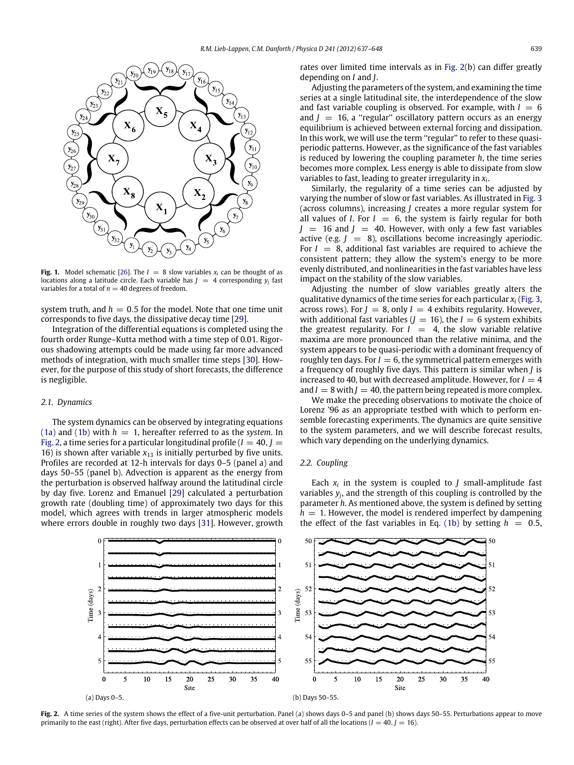**Fig. 1.** Model schematic [26]. The $I = 8$ slow variables $x_i$ can be thought of as locations along a latitude circle. Each variable has $J = 4$ corresponding $y_j$ fast variables for a total of $n = 40$ degrees of freedom.

system truth, and $h = 0.5$ for the model. Note that one time unit corresponds to five days, the dissipative decay time [29].

Integration of the differential equations is completed using the fourth order Runge–Kutta method with a time step of 0.01. Rigorous shadowing attempts could be made using far more advanced methods of integration, with much smaller time steps [30]. However, for the purpose of this study of short forecasts, the difference is negligible.

### 2.1. Dynamics

The system dynamics can be observed by integrating equations (1a) and (1b) with $h = 1$, hereafter referred to as the *system*. In Fig. 2, a time series for a particular longitudinal profile ($I = 40$, $J = 16$) is shown after variable $x_{13}$ is initially perturbed by five units. Profiles are recorded at 12-h intervals for days 0–5 (panel a) and days 50–55 (panel b). Advection is apparent as the energy from the perturbation is observed halfway around the latitudinal circle by day five. Lorenz and Emanuel [29] calculated a perturbation growth rate (doubling time) of approximately two days for this model, which agrees with trends in larger atmospheric models where errors double in roughly two days [31]. However, growth rates over limited time intervals as in Fig. 2(b) can differ greatly depending on $I$ and $J$.

Adjusting the parameters of the system, and examining the time series at a single latitudinal site, the interdependence of the slow and fast variable coupling is observed. For example, with $I = 6$ and $J = 16$, a "regular" oscillatory pattern occurs as an energy equilibrium is achieved between external forcing and dissipation. In this work, we will use the term "regular" to refer to these quasi-periodic patterns. However, as the significance of the fast variables is reduced by lowering the coupling parameter $h$, the time series becomes more complex. Less energy is able to dissipate from slow variables to fast, leading to greater irregularity in $x_i$.

Similarly, the regularity of a time series can be adjusted by varying the number of slow or fast variables. As illustrated in Fig. 3 (across columns), increasing $J$ creates a more regular system for all values of $I$. For $I = 6$, the system is fairly regular for both $J = 16$ and $J = 40$. However, with only a few fast variables active (e.g. $J = 8$), oscillations become increasingly aperiodic. For $I = 8$, additional fast variables are required to achieve the consistent pattern; they allow the system's energy to be more evenly distributed, and nonlinearities in the fast variables have less impact on the stability of the slow variables.

Adjusting the number of slow variables greatly alters the qualitative dynamics of the time series for each particular $x_i$ (Fig. 3, across rows). For $J = 8$, only $I = 4$ exhibits regularity. However, with additional fast variables ($J = 16$), the $I = 6$ system exhibits the greatest regularity. For $I = 4$, the slow variable relative maxima are more pronounced than the relative minima, and the system appears to be quasi-periodic with a dominant frequency of roughly ten days. For $I = 6$, the symmetrical pattern emerges with a frequency of roughly five days. This pattern is similar when $J$ is increased to 40, but with decreased amplitude. However, for $I = 4$ and $I = 8$ with $J = 40$, the pattern being repeated is more complex.

We make the preceding observations to motivate the choice of Lorenz '96 as an appropriate testbed with which to perform ensemble forecasting experiments. The dynamics are quite sensitive to the system parameters, and we will describe forecast results, which vary depending on the underlying dynamics.

### 2.2. Coupling

Each $x_i$ in the system is coupled to $J$ small-amplitude fast variables $y_j$, and the strength of this coupling is controlled by the parameter $h$. As mentioned above, the system is defined by setting $h = 1$. However, the model is rendered imperfect by dampening the effect of the fast variables in Eq. (1b) by setting $h = 0.5$,

(a) Days 0–5.

(b) Days 50–55.

**Fig. 2.** A time series of the system shows the effect of a five-unit perturbation. Panel (a) shows days 0–5 and panel (b) shows days 50–55. Perturbations appear to move primarily to the east (right). After five days, perturbation effects can be observed at over half of all the locations ($I = 40$, $J = 16$).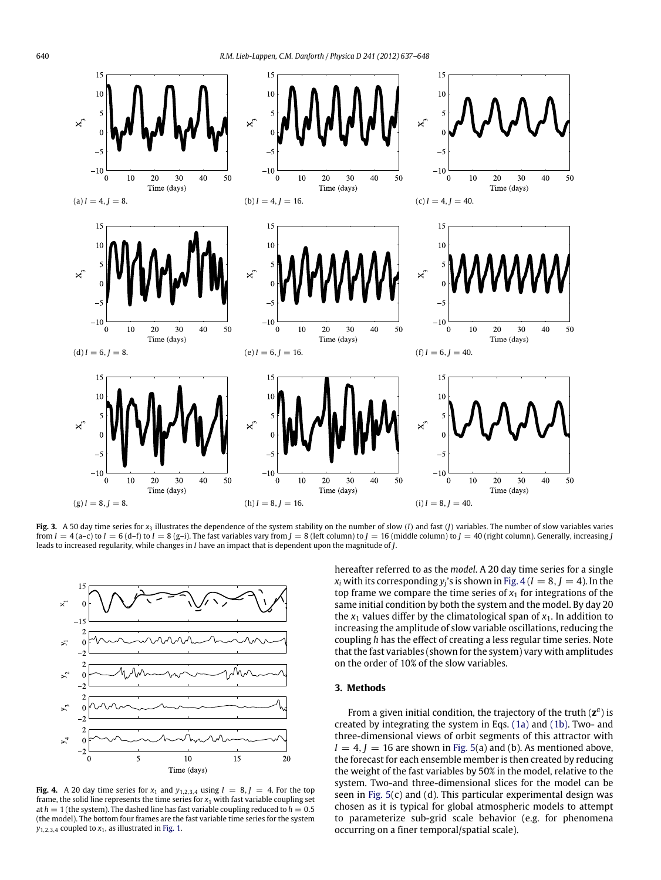**Fig. 3.** A 50 day time series for $x_3$ illustrates the dependence of the system stability on the number of slow ($I$) and fast ($J$) variables. The number of slow variables varies from $I = 4$ (a–c) to $I = 6$ (d–f) to $I = 8$ (g–i). The fast variables vary from $J = 8$ (left column) to $J = 16$ (middle column) to $J = 40$ (right column). Generally, increasing $J$ leads to increased regularity, while changes in $I$ have an impact that is dependent upon the magnitude of $J$.

**Fig. 4.** A 20 day time series for $x_1$ and $y_{1,2,3,4}$ using $I = 8, J = 4$. For the top frame, the solid line represents the time series for $x_1$ with fast variable coupling set at $h = 1$ (the system). The dashed line has fast variable coupling reduced to $h = 0.5$ (the model). The bottom four frames are the fast variable time series for the system $y_{1,2,3,4}$ coupled to $x_1$, as illustrated in Fig. 1.

hereafter referred to as the *model*. A 20 day time series for a single $x_i$ with its corresponding $y_j$'s is shown in Fig. 4 ($I = 8, J = 4$). In the top frame we compare the time series of $x_1$ for integrations of the same initial condition by both the system and the model. By day 20 the $x_1$ values differ by the climatological span of $x_1$. In addition to increasing the amplitude of slow variable oscillations, reducing the coupling $h$ has the effect of creating a less regular time series. Note that the fast variables (shown for the system) vary with amplitudes on the order of 10% of the slow variables.

## 3. Methods

From a given initial condition, the trajectory of the truth ($\mathbf{z}^a$) is created by integrating the system in Eqs. (1a) and (1b). Two- and three-dimensional views of orbit segments of this attractor with $I = 4, J = 16$ are shown in Fig. 5(a) and (b). As mentioned above, the forecast for each ensemble member is then created by reducing the weight of the fast variables by 50% in the model, relative to the system. Two-and three-dimensional slices for the model can be seen in Fig. 5(c) and (d). This particular experimental design was chosen as it is typical for global atmospheric models to attempt to parameterize sub-grid scale behavior (e.g. for phenomena occurring on a finer temporal/spatial scale).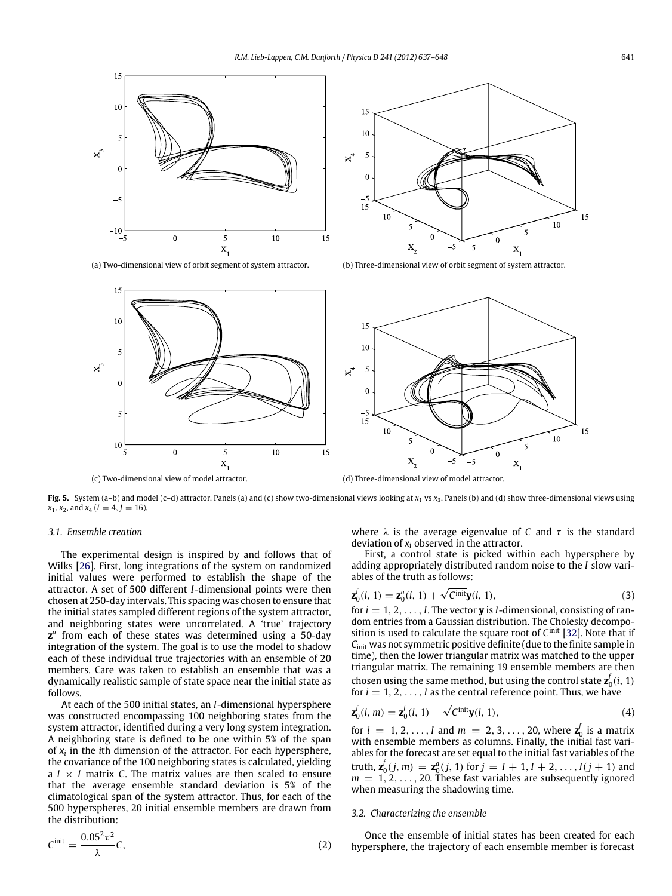(a) Two-dimensional view of orbit segment of system attractor.

(b) Three-dimensional view of orbit segment of system attractor.

(c) Two-dimensional view of model attractor.

(d) Three-dimensional view of model attractor.

**Fig. 5.** System (a–b) and model (c–d) attractor. Panels (a) and (c) show two-dimensional views looking at $x_1$ vs $x_3$. Panels (b) and (d) show three-dimensional views using $x_1, x_2$, and $x_4$ ($I = 4, J = 16$).

### 3.1. Ensemble creation

The experimental design is inspired by and follows that of Wilks [26]. First, long integrations of the system on randomized initial values were performed to establish the shape of the attractor. A set of 500 different $I$-dimensional points were then chosen at 250-day intervals. This spacing was chosen to ensure that the initial states sampled different regions of the system attractor, and neighboring states were uncorrelated. A 'true' trajectory $\mathbf{z}^a$ from each of these states was determined using a 50-day integration of the system. The goal is to use the model to shadow each of these individual true trajectories with an ensemble of 20 members. Care was taken to establish an ensemble that was a dynamically realistic sample of state space near the initial state as follows.

At each of the 500 initial states, an $I$-dimensional hypersphere was constructed encompassing 100 neighboring states from the system attractor, identified during a very long system integration. A neighboring state is defined to be one within 5% of the span of $x_i$ in the $i$th dimension of the attractor. For each hypersphere, the covariance of the 100 neighboring states is calculated, yielding a $I \times I$ matrix $C$. The matrix values are then scaled to ensure that the average ensemble standard deviation is 5% of the climatological span of the system attractor. Thus, for each of the 500 hyperspheres, 20 initial ensemble members are drawn from the distribution:

$$C^{\text{init}} = \frac{0.05^2 \tau^2}{\lambda} C, \tag{2}$$

where $\lambda$ is the average eigenvalue of $C$ and $\tau$ is the standard deviation of $x_i$ observed in the attractor.

First, a control state is picked within each hypersphere by adding appropriately distributed random noise to the $I$ slow variables of the truth as follows:

$$\mathbf{z}_0^f(i, 1) = \mathbf{z}_0^a(i, 1) + \sqrt{C^{\text{init}}}\mathbf{y}(i, 1), \tag{3}$$

for $i = 1, 2, \ldots, I$. The vector $\mathbf{y}$ is $I$-dimensional, consisting of random entries from a Gaussian distribution. The Cholesky decomposition is used to calculate the square root of $C^{\text{init}}$ [32]. Note that if $C_{\text{init}}$ was not symmetric positive definite (due to the finite sample in time), then the lower triangular matrix was matched to the upper triangular matrix. The remaining 19 ensemble members are then chosen using the same method, but using the control state $\mathbf{z}_0^f(i, 1)$ for $i = 1, 2, \ldots, I$ as the central reference point. Thus, we have

$$\mathbf{z}_0^f(i, m) = \mathbf{z}_0^f(i, 1) + \sqrt{C^{\text{init}}}\mathbf{y}(i, 1), \tag{4}$$

for $i = 1, 2, \ldots, I$ and $m = 2, 3, \ldots, 20$, where $\mathbf{z}_0^f$ is a matrix with ensemble members as columns. Finally, the initial fast variables for the forecast are set equal to the initial fast variables of the truth, $\mathbf{z}_0^f(j, m) = \mathbf{z}_0^a(j, 1)$ for $j = I + 1, I + 2, \ldots, I(j + 1)$ and $m = 1, 2, \ldots, 20$. These fast variables are subsequently ignored when measuring the shadowing time.

### 3.2. Characterizing the ensemble

Once the ensemble of initial states has been created for each hypersphere, the trajectory of each ensemble member is forecast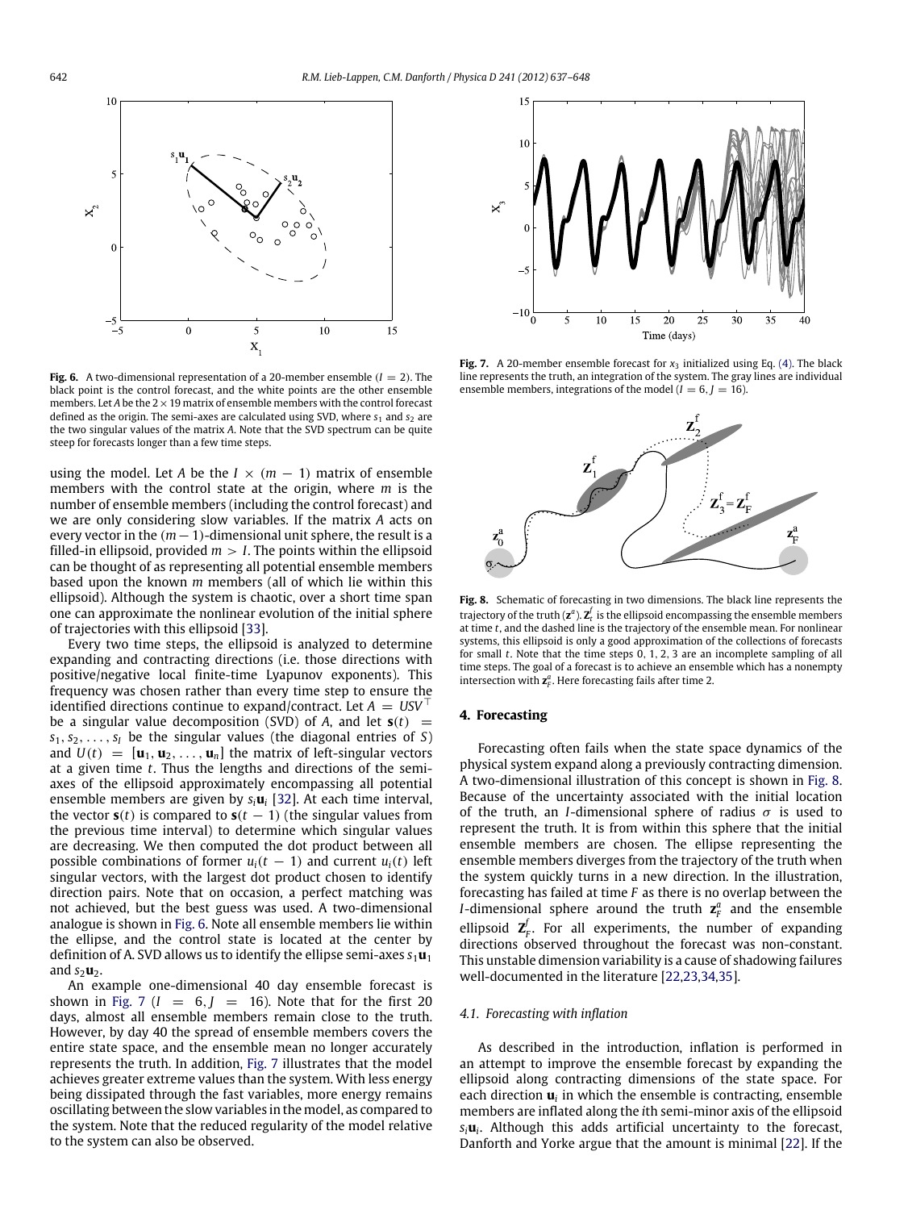**Fig. 6.** A two-dimensional representation of a 20-member ensemble ($I = 2$). The black point is the control forecast, and the white points are the other ensemble members. Let $A$ be the $2 \times 19$ matrix of ensemble members with the control forecast defined as the origin. The semi-axes are calculated using SVD, where $s_1$ and $s_2$ are the two singular values of the matrix $A$. Note that the SVD spectrum can be quite steep for forecasts longer than a few time steps.

using the model. Let $A$ be the $I \times (m - 1)$ matrix of ensemble members with the control state at the origin, where $m$ is the number of ensemble members (including the control forecast) and we are only considering slow variables. If the matrix $A$ acts on every vector in the $(m - 1)$-dimensional unit sphere, the result is a filled-in ellipsoid, provided $m > I$. The points within the ellipsoid can be thought of as representing all potential ensemble members based upon the known $m$ members (all of which lie within this ellipsoid). Although the system is chaotic, over a short time span one can approximate the nonlinear evolution of the initial sphere of trajectories with this ellipsoid [33].

Every two time steps, the ellipsoid is analyzed to determine expanding and contracting directions (i.e. those directions with positive/negative local finite-time Lyapunov exponents). This frequency was chosen rather than every time step to ensure the identified directions continue to expand/contract. Let $A = USV^\top$ be a singular value decomposition (SVD) of $A$, and let $\mathbf{s}(t) = s_1, s_2, \ldots, s_I$ be the singular values (the diagonal entries of $S$) and $U(t) = [\mathbf{u}_1, \mathbf{u}_2, \ldots, \mathbf{u}_n]$ the matrix of left-singular vectors at a given time $t$. Thus the lengths and directions of the semi-axes of the ellipsoid approximately encompassing all potential ensemble members are given by $s_i\mathbf{u}_i$ [32]. At each time interval, the vector $\mathbf{s}(t)$ is compared to $\mathbf{s}(t - 1)$ (the singular values from the previous time interval) to determine which singular values are decreasing. We then computed the dot product between all possible combinations of former $u_i(t - 1)$ and current $u_i(t)$ left singular vectors, with the largest dot product chosen to identify direction pairs. Note that on occasion, a perfect matching was not achieved, but the best guess was used. A two-dimensional analogue is shown in Fig. 6. Note all ensemble members lie within the ellipse, and the control state is located at the center by definition of A. SVD allows us to identify the ellipse semi-axes $s_1\mathbf{u}_1$ and $s_2\mathbf{u}_2$.

An example one-dimensional 40 day ensemble forecast is shown in Fig. 7 ($I = 6, J = 16$). Note that for the first 20 days, almost all ensemble members remain close to the truth. However, by day 40 the spread of ensemble members covers the entire state space, and the ensemble mean no longer accurately represents the truth. In addition, Fig. 7 illustrates that the model achieves greater extreme values than the system. With less energy being dissipated through the fast variables, more energy remains oscillating between the slow variables in the model, as compared to the system. Note that the reduced regularity of the model relative to the system can also be observed.

**Fig. 7.** A 20-member ensemble forecast for $x_3$ initialized using Eq. (4). The black line represents the truth, an integration of the system. The gray lines are individual ensemble members, integrations of the model ($I = 6, J = 16$).

**Fig. 8.** Schematic of forecasting in two dimensions. The black line represents the trajectory of the truth ($\mathbf{z}^a$). $\mathbf{Z}^f_t$ is the ellipsoid encompassing the ensemble members at time $t$, and the dashed line is the trajectory of the ensemble mean. For nonlinear systems, this ellipsoid is only a good approximation of the collections of forecasts for small $t$. Note that the time steps 0, 1, 2, 3 are an incomplete sampling of all time steps. The goal of a forecast is to achieve an ensemble which has a nonempty intersection with $\mathbf{z}^a_F$. Here forecasting fails after time 2.

## 4. Forecasting

Forecasting often fails when the state space dynamics of the physical system expand along a previously contracting dimension. A two-dimensional illustration of this concept is shown in Fig. 8. Because of the uncertainty associated with the initial location of the truth, an $I$-dimensional sphere of radius $\sigma$ is used to represent the truth. It is from within this sphere that the initial ensemble members are chosen. The ellipse representing the ensemble members diverges from the trajectory of the truth when the system quickly turns in a new direction. In the illustration, forecasting has failed at time $F$ as there is no overlap between the $I$-dimensional sphere around the truth $\mathbf{z}^a_F$ and the ensemble ellipsoid $\mathbf{Z}^f_F$. For all experiments, the number of expanding directions observed throughout the forecast was non-constant. This unstable dimension variability is a cause of shadowing failures well-documented in the literature [22,23,34,35].

### 4.1. Forecasting with inflation

As described in the introduction, inflation is performed in an attempt to improve the ensemble forecast by expanding the ellipsoid along contracting dimensions of the state space. For each direction $\mathbf{u}_i$ in which the ensemble is contracting, ensemble members are inflated along the $i$th semi-minor axis of the ellipsoid $s_i\mathbf{u}_i$. Although this adds artificial uncertainty to the forecast, Danforth and Yorke argue that the amount is minimal [22]. If the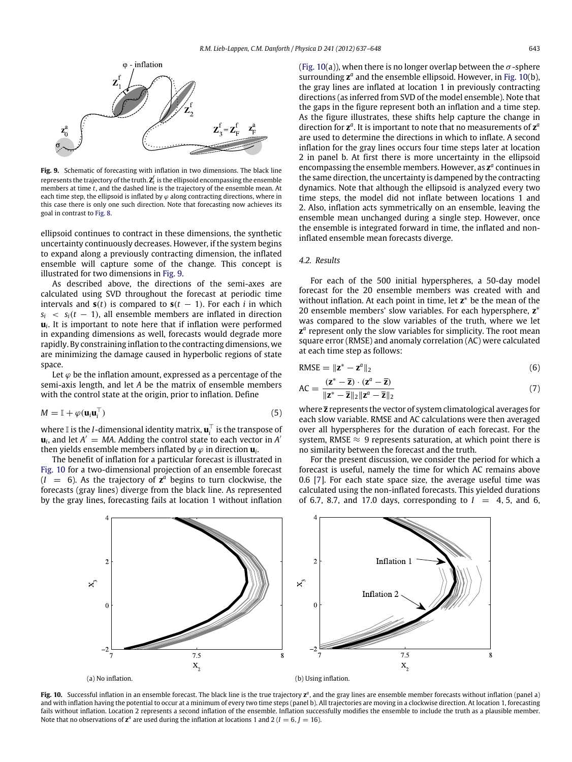**Fig. 9.** Schematic of forecasting with inflation in two dimensions. The black line represents the trajectory of the truth. $\mathbf{Z}_t^f$ is the ellipsoid encompassing the ensemble members at time $t$, and the dashed line is the trajectory of the ensemble mean. At each time step, the ellipsoid is inflated by $\varphi$ along contracting directions, where in this case there is only one such direction. Note that forecasting now achieves its goal in contrast to Fig. 8.

ellipsoid continues to contract in these dimensions, the synthetic uncertainty continuously decreases. However, if the system begins to expand along a previously contracting dimension, the inflated ensemble will capture some of the change. This concept is illustrated for two dimensions in Fig. 9.

As described above, the directions of the semi-axes are calculated using SVD throughout the forecast at periodic time intervals and $\mathbf{s}(t)$ is compared to $\mathbf{s}(t-1)$. For each $i$ in which $s_i < s_i(t-1)$, all ensemble members are inflated in direction $\mathbf{u}_i$. It is important to note here that if inflation were performed in expanding dimensions as well, forecasts would degrade more rapidly. By constraining inflation to the contracting dimensions, we are minimizing the damage caused in hyperbolic regions of state space.

Let $\varphi$ be the inflation amount, expressed as a percentage of the semi-axis length, and let $A$ be the matrix of ensemble members with the control state at the origin, prior to inflation. Define

$$M = \mathbb{I} + \varphi(\mathbf{u}_i\mathbf{u}_i^\top) \tag{5}$$

where $\mathbb{I}$ is the $I$-dimensional identity matrix, $\mathbf{u}_i^\top$ is the transpose of $\mathbf{u}_i$, and let $A' = MA$. Adding the control state to each vector in $A'$ then yields ensemble members inflated by $\varphi$ in direction $\mathbf{u}_i$.

The benefit of inflation for a particular forecast is illustrated in Fig. 10 for a two-dimensional projection of an ensemble forecast ($I = 6$). As the trajectory of $\mathbf{z}^a$ begins to turn clockwise, the forecasts (gray lines) diverge from the black line. As represented by the gray lines, forecasting fails at location 1 without inflation (Fig. 10(a)), when there is no longer overlap between the $\sigma$-sphere surrounding $\mathbf{z}^a$ and the ensemble ellipsoid. However, in Fig. 10(b), the gray lines are inflated at location 1 in previously contracting directions (as inferred from SVD of the model ensemble). Note that the gaps in the figure represent both an inflation and a time step. As the figure illustrates, these shifts help capture the change in direction for $\mathbf{z}^a$. It is important to note that no measurements of $\mathbf{z}^a$ are used to determine the directions in which to inflate. A second inflation for the gray lines occurs four time steps later at location 2 in panel b. At first there is more uncertainty in the ellipsoid encompassing the ensemble members. However, as $\mathbf{z}^a$ continues in the same direction, the uncertainty is dampened by the contracting dynamics. Note that although the ellipsoid is analyzed every two time steps, the model did not inflate between locations 1 and 2. Also, inflation acts symmetrically on an ensemble, leaving the ensemble mean unchanged during a single step. However, once the ensemble is integrated forward in time, the inflated and non-inflated ensemble mean forecasts diverge.

### 4.2. Results

For each of the 500 initial hyperspheres, a 50-day model forecast for the 20 ensemble members was created with and without inflation. At each point in time, let $\mathbf{z}^*$ be the mean of the 20 ensemble members' slow variables. For each hypersphere, $\mathbf{z}^*$ was compared to the slow variables of the truth, where we let $\mathbf{z}^a$ represent only the slow variables for simplicity. The root mean square error (RMSE) and anomaly correlation (AC) were calculated at each time step as follows:

$$\text{RMSE} = \|\mathbf{z}^* - \mathbf{z}^a\|_2 \tag{6}$$

$$\text{AC} = \frac{(\mathbf{z}^* - \overline{\mathbf{z}}) \cdot (\mathbf{z}^a - \overline{\mathbf{z}})}{\|\mathbf{z}^* - \overline{\mathbf{z}}\|_2 \|\mathbf{z}^a - \overline{\mathbf{z}}\|_2} \tag{7}$$

where $\overline{\mathbf{z}}$ represents the vector of system climatological averages for each slow variable. RMSE and AC calculations were then averaged over all hyperspheres for the duration of each forecast. For the system, RMSE $\approx 9$ represents saturation, at which point there is no similarity between the forecast and the truth.

For the present discussion, we consider the period for which a forecast is useful, namely the time for which AC remains above 0.6 [7]. For each state space size, the average useful time was calculated using the non-inflated forecasts. This yielded durations of 6.7, 8.7, and 17.0 days, corresponding to $I = 4, 5$, and 6,

(a) No inflation.

(b) Using inflation.

**Fig. 10.** Successful inflation in an ensemble forecast. The black line is the true trajectory $\mathbf{z}^a$, and the gray lines are ensemble member forecasts without inflation (panel a) and with inflation having the potential to occur at a minimum of every two time steps (panel b). All trajectories are moving in a clockwise direction. At location 1, forecasting fails without inflation. Location 2 represents a second inflation of the ensemble. Inflation successfully modifies the ensemble to include the truth as a plausible member. Note that no observations of $\mathbf{z}^a$ are used during the inflation at locations 1 and 2 ($I = 6$, $J = 16$).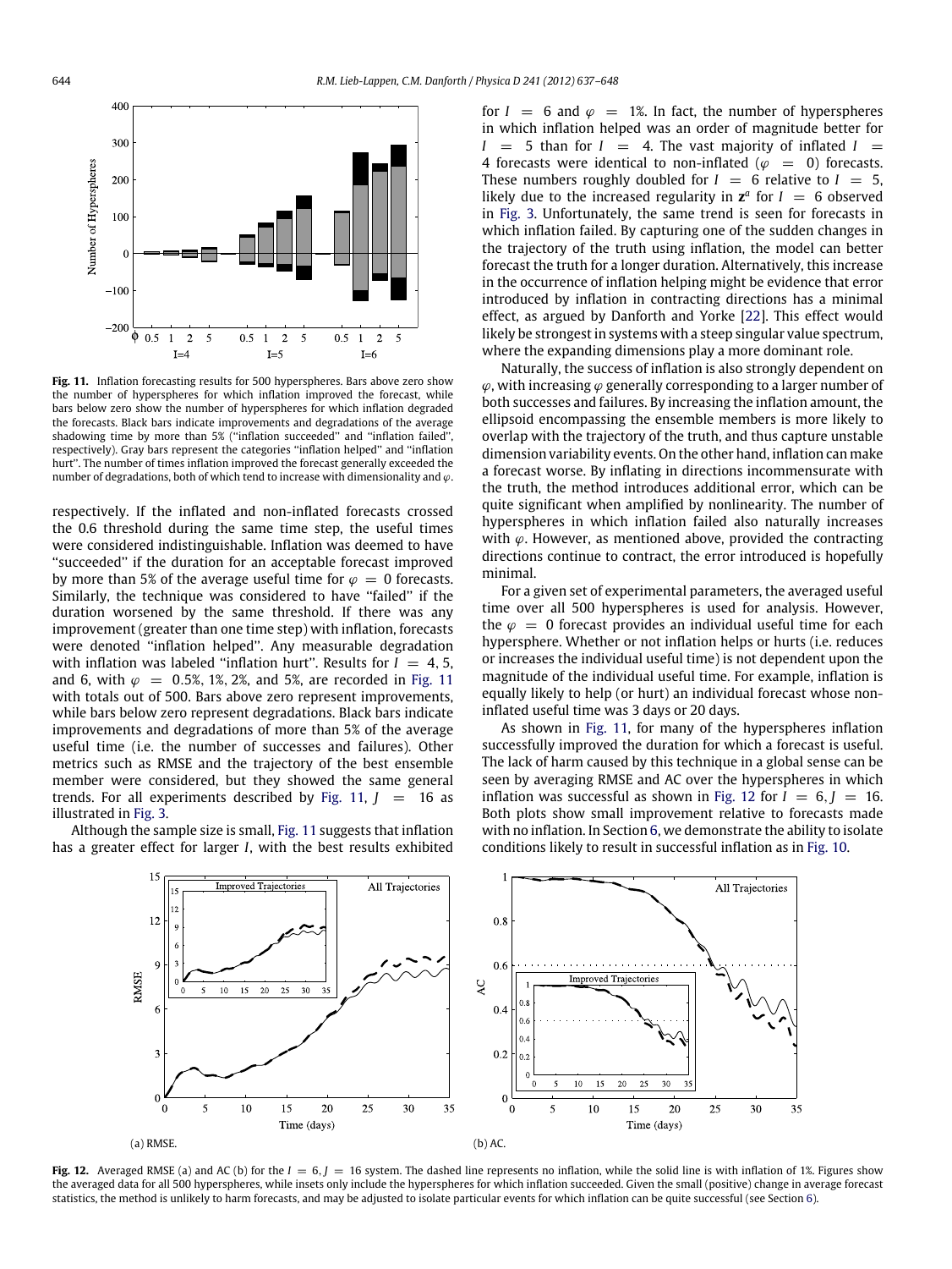Fig. 11. Inflation forecasting results for 500 hyperspheres. Bars above zero show the number of hyperspheres for which inflation improved the forecast, while bars below zero show the number of hyperspheres for which inflation degraded the forecasts. Black bars indicate improvements and degradations of the average shadowing time by more than 5% (''inflation succeeded'' and ''inflation failed'', respectively). Gray bars represent the categories ''inflation helped'' and ''inflation hurt''. The number of times inflation improved the forecast generally exceeded the number of degradations, both of which tend to increase with dimensionality and $\varphi$.

respectively. If the inflated and non-inflated forecasts crossed the 0.6 threshold during the same time step, the useful times were considered indistinguishable. Inflation was deemed to have ''succeeded'' if the duration for an acceptable forecast improved by more than 5% of the average useful time for $\varphi = 0$ forecasts. Similarly, the technique was considered to have ''failed'' if the duration worsened by the same threshold. If there was any improvement (greater than one time step) with inflation, forecasts were denoted ''inflation helped''. Any measurable degradation with inflation was labeled ''inflation hurt''. Results for $I = 4, 5$, and 6, with $\varphi = 0.5\%$, 1%, 2%, and 5%, are recorded in Fig. 11 with totals out of 500. Bars above zero represent improvements, while bars below zero represent degradations. Black bars indicate improvements and degradations of more than 5% of the average useful time (i.e. the number of successes and failures). Other metrics such as RMSE and the trajectory of the best ensemble member were considered, but they showed the same general trends. For all experiments described by Fig. 11, $J = 16$ as illustrated in Fig. 3.

Although the sample size is small, Fig. 11 suggests that inflation has a greater effect for larger $I$, with the best results exhibited for $I = 6$ and $\varphi = 1\%$. In fact, the number of hyperspheres in which inflation helped was an order of magnitude better for $I = 5$ than for $I = 4$. The vast majority of inflated $I = 4$ forecasts were identical to non-inflated ($\varphi = 0$) forecasts. These numbers roughly doubled for $I = 6$ relative to $I = 5$, likely due to the increased regularity in $\mathbf{z}^a$ for $I = 6$ observed in Fig. 3. Unfortunately, the same trend is seen for forecasts in which inflation failed. By capturing one of the sudden changes in the trajectory of the truth using inflation, the model can better forecast the truth for a longer duration. Alternatively, this increase in the occurrence of inflation helping might be evidence that error introduced by inflation in contracting directions has a minimal effect, as argued by Danforth and Yorke [22]. This effect would likely be strongest in systems with a steep singular value spectrum, where the expanding dimensions play a more dominant role.

Naturally, the success of inflation is also strongly dependent on $\varphi$, with increasing $\varphi$ generally corresponding to a larger number of both successes and failures. By increasing the inflation amount, the ellipsoid encompassing the ensemble members is more likely to overlap with the trajectory of the truth, and thus capture unstable dimension variability events. On the other hand, inflation can make a forecast worse. By inflating in directions incommensurate with the truth, the method introduces additional error, which can be quite significant when amplified by nonlinearity. The number of hyperspheres in which inflation failed also naturally increases with $\varphi$. However, as mentioned above, provided the contracting directions continue to contract, the error introduced is hopefully minimal.

For a given set of experimental parameters, the averaged useful time over all 500 hyperspheres is used for analysis. However, the $\varphi = 0$ forecast provides an individual useful time for each hypersphere. Whether or not inflation helps or hurts (i.e. reduces or increases the individual useful time) is not dependent upon the magnitude of the individual useful time. For example, inflation is equally likely to help (or hurt) an individual forecast whose non-inflated useful time was 3 days or 20 days.

As shown in Fig. 11, for many of the hyperspheres inflation successfully improved the duration for which a forecast is useful. The lack of harm caused by this technique in a global sense can be seen by averaging RMSE and AC over the hyperspheres in which inflation was successful as shown in Fig. 12 for $I = 6, J = 16$. Both plots show small improvement relative to forecasts made with no inflation. In Section 6, we demonstrate the ability to isolate conditions likely to result in successful inflation as in Fig. 10.

(a) RMSE.

(b) AC.

Fig. 12. Averaged RMSE (a) and AC (b) for the $I = 6, J = 16$ system. The dashed line represents no inflation, while the solid line is with inflation of 1%. Figures show the averaged data for all 500 hyperspheres, while insets only include the hyperspheres for which inflation succeeded. Given the small (positive) change in average forecast statistics, the method is unlikely to harm forecasts, and may be adjusted to isolate particular events for which inflation can be quite successful (see Section 6).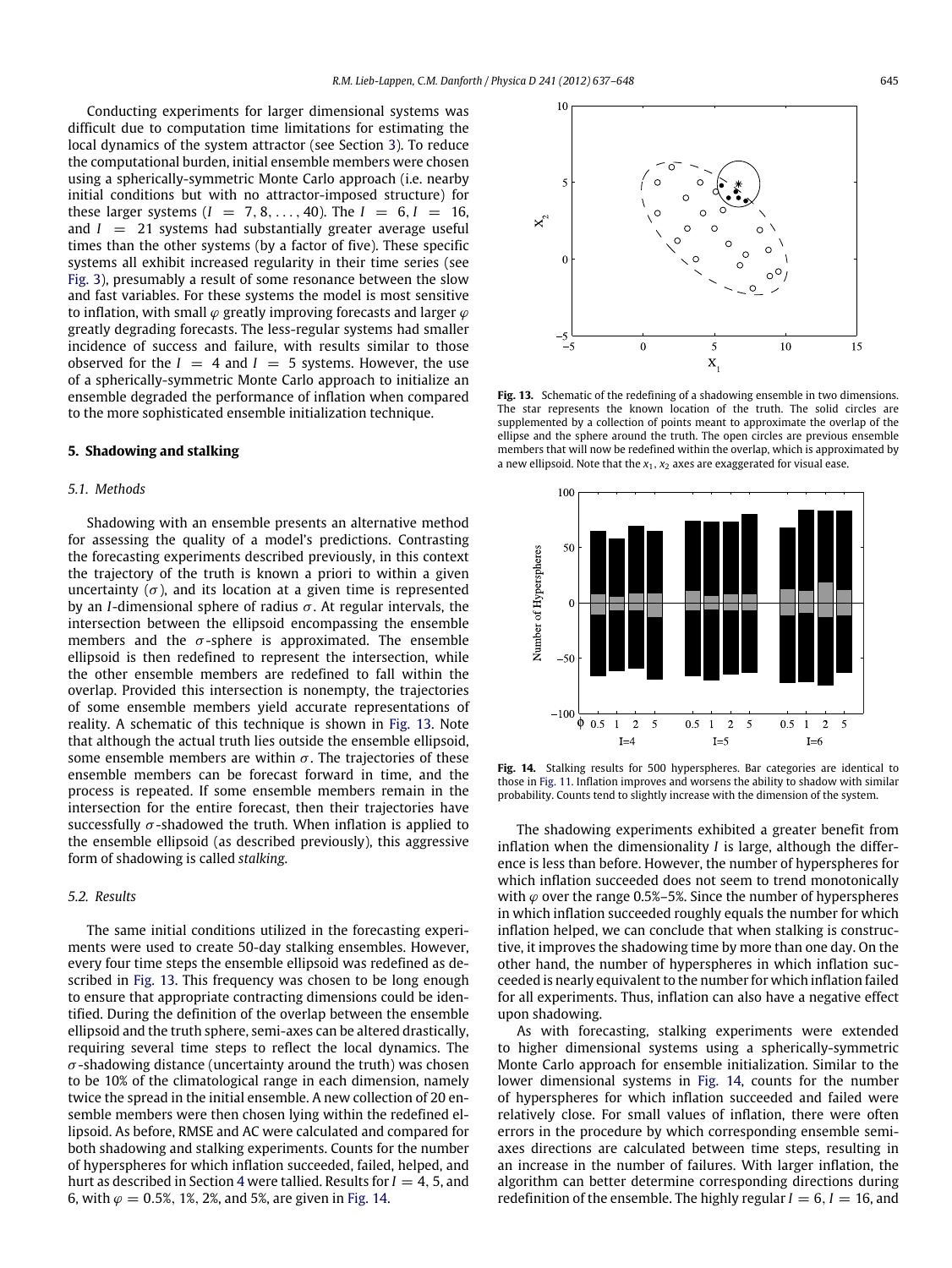Conducting experiments for larger dimensional systems was difficult due to computation time limitations for estimating the local dynamics of the system attractor (see Section 3). To reduce the computational burden, initial ensemble members were chosen using a spherically-symmetric Monte Carlo approach (i.e. nearby initial conditions but with no attractor-imposed structure) for these larger systems ($I = 7, 8, \ldots, 40$). The $I = 6$, $I = 16$, and $I = 21$ systems had substantially greater average useful times than the other systems (by a factor of five). These specific systems all exhibit increased regularity in their time series (see Fig. 3), presumably a result of some resonance between the slow and fast variables. For these systems the model is most sensitive to inflation, with small $\varphi$ greatly improving forecasts and larger $\varphi$ greatly degrading forecasts. The less-regular systems had smaller incidence of success and failure, with results similar to those observed for the $I = 4$ and $I = 5$ systems. However, the use of a spherically-symmetric Monte Carlo approach to initialize an ensemble degraded the performance of inflation when compared to the more sophisticated ensemble initialization technique.

## 5. Shadowing and stalking

### 5.1. Methods

Shadowing with an ensemble presents an alternative method for assessing the quality of a model's predictions. Contrasting the forecasting experiments described previously, in this context the trajectory of the truth is known a priori to within a given uncertainty ($\sigma$), and its location at a given time is represented by an $I$-dimensional sphere of radius $\sigma$. At regular intervals, the intersection between the ellipsoid encompassing the ensemble members and the $\sigma$-sphere is approximated. The ensemble ellipsoid is then redefined to represent the intersection, while the other ensemble members are redefined to fall within the overlap. Provided this intersection is nonempty, the trajectories of some ensemble members yield accurate representations of reality. A schematic of this technique is shown in Fig. 13. Note that although the actual truth lies outside the ensemble ellipsoid, some ensemble members are within $\sigma$. The trajectories of these ensemble members can be forecast forward in time, and the process is repeated. If some ensemble members remain in the intersection for the entire forecast, then their trajectories have successfully $\sigma$-shadowed the truth. When inflation is applied to the ensemble ellipsoid (as described previously), this aggressive form of shadowing is called *stalking*.

### 5.2. Results

The same initial conditions utilized in the forecasting experiments were used to create 50-day stalking ensembles. However, every four time steps the ensemble ellipsoid was redefined as described in Fig. 13. This frequency was chosen to be long enough to ensure that appropriate contracting dimensions could be identified. During the definition of the overlap between the ensemble ellipsoid and the truth sphere, semi-axes can be altered drastically, requiring several time steps to reflect the local dynamics. The $\sigma$-shadowing distance (uncertainty around the truth) was chosen to be 10% of the climatological range in each dimension, namely twice the spread in the initial ensemble. A new collection of 20 ensemble members were then chosen lying within the redefined ellipsoid. As before, RMSE and AC were calculated and compared for both shadowing and stalking experiments. Counts for the number of hyperspheres for which inflation succeeded, failed, helped, and hurt as described in Section 4 were tallied. Results for $I = 4$, 5, and 6, with $\varphi = 0.5\%$, 1%, 2%, and 5%, are given in Fig. 14.

**Fig. 13.** Schematic of the redefining of a shadowing ensemble in two dimensions. The star represents the known location of the truth. The solid circles are supplemented by a collection of points meant to approximate the overlap of the ellipse and the sphere around the truth. The open circles are previous ensemble members that will now be redefined within the overlap, which is approximated by a new ellipsoid. Note that the $x_1$, $x_2$ axes are exaggerated for visual ease.

**Fig. 14.** Stalking results for 500 hyperspheres. Bar categories are identical to those in Fig. 11. Inflation improves and worsens the ability to shadow with similar probability. Counts tend to slightly increase with the dimension of the system.

The shadowing experiments exhibited a greater benefit from inflation when the dimensionality $I$ is large, although the difference is less than before. However, the number of hyperspheres for which inflation succeeded does not seem to trend monotonically with $\varphi$ over the range 0.5%–5%. Since the number of hyperspheres in which inflation succeeded roughly equals the number for which inflation helped, we can conclude that when stalking is constructive, it improves the shadowing time by more than one day. On the other hand, the number of hyperspheres in which inflation succeeded is nearly equivalent to the number for which inflation failed for all experiments. Thus, inflation can also have a negative effect upon shadowing.

As with forecasting, stalking experiments were extended to higher dimensional systems using a spherically-symmetric Monte Carlo approach for ensemble initialization. Similar to the lower dimensional systems in Fig. 14, counts for the number of hyperspheres for which inflation succeeded and failed were relatively close. For small values of inflation, there were often errors in the procedure by which corresponding ensemble semi-axes directions are calculated between time steps, resulting in an increase in the number of failures. With larger inflation, the algorithm can better determine corresponding directions during redefinition of the ensemble. The highly regular $I = 6$, $I = 16$, and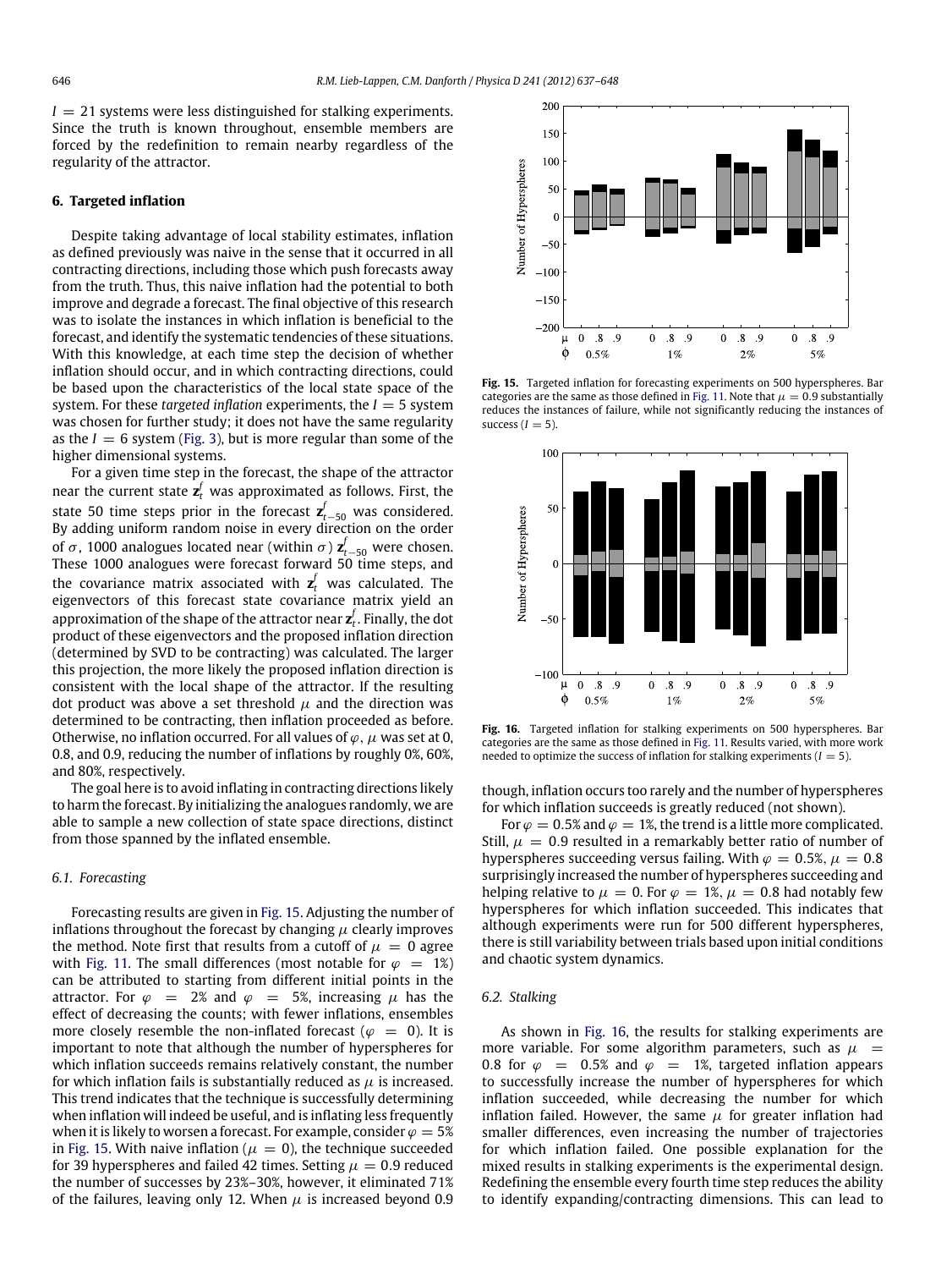$I = 21$ systems were less distinguished for stalking experiments. Since the truth is known throughout, ensemble members are forced by the redefinition to remain nearby regardless of the regularity of the attractor.

## 6. Targeted inflation

Despite taking advantage of local stability estimates, inflation as defined previously was naive in the sense that it occurred in all contracting directions, including those which push forecasts away from the truth. Thus, this naive inflation had the potential to both improve and degrade a forecast. The final objective of this research was to isolate the instances in which inflation is beneficial to the forecast, and identify the systematic tendencies of these situations. With this knowledge, at each time step the decision of whether inflation should occur, and in which contracting directions, could be based upon the characteristics of the local state space of the system. For these *targeted inflation* experiments, the $I = 5$ system was chosen for further study; it does not have the same regularity as the $I = 6$ system (Fig. 3), but is more regular than some of the higher dimensional systems.

For a given time step in the forecast, the shape of the attractor near the current state $\mathbf{z}_t^f$ was approximated as follows. First, the state 50 time steps prior in the forecast $\mathbf{z}_{t-50}^f$ was considered. By adding uniform random noise in every direction on the order of $\sigma$, 1000 analogues located near (within $\sigma$) $\mathbf{z}_{t-50}^f$ were chosen. These 1000 analogues were forecast forward 50 time steps, and the covariance matrix associated with $\mathbf{z}_t^f$ was calculated. The eigenvectors of this forecast state covariance matrix yield an approximation of the shape of the attractor near $\mathbf{z}_t^f$. Finally, the dot product of these eigenvectors and the proposed inflation direction (determined by SVD to be contracting) was calculated. The larger this projection, the more likely the proposed inflation direction is consistent with the local shape of the attractor. If the resulting dot product was above a set threshold $\mu$ and the direction was determined to be contracting, then inflation proceeded as before. Otherwise, no inflation occurred. For all values of $\varphi$, $\mu$ was set at 0, 0.8, and 0.9, reducing the number of inflations by roughly 0%, 60%, and 80%, respectively.

The goal here is to avoid inflating in contracting directions likely to harm the forecast. By initializing the analogues randomly, we are able to sample a new collection of state space directions, distinct from those spanned by the inflated ensemble.

### 6.1. Forecasting

Forecasting results are given in Fig. 15. Adjusting the number of inflations throughout the forecast by changing $\mu$ clearly improves the method. Note first that results from a cutoff of $\mu = 0$ agree with Fig. 11. The small differences (most notable for $\varphi = 1\%$) can be attributed to starting from different initial points in the attractor. For $\varphi = 2\%$ and $\varphi = 5\%$, increasing $\mu$ has the effect of decreasing the counts; with fewer inflations, ensembles more closely resemble the non-inflated forecast ($\varphi = 0$). It is important to note that although the number of hyperspheres for which inflation succeeds remains relatively constant, the number for which inflation fails is substantially reduced as $\mu$ is increased. This trend indicates that the technique is successfully determining when inflation will indeed be useful, and is inflating less frequently when it is likely to worsen a forecast. For example, consider $\varphi = 5\%$ in Fig. 15. With naive inflation ($\mu = 0$), the technique succeeded for 39 hyperspheres and failed 42 times. Setting $\mu = 0.9$ reduced the number of successes by 23%–30%, however, it eliminated 71% of the failures, leaving only 12. When $\mu$ is increased beyond 0.9 though, inflation occurs too rarely and the number of hyperspheres for which inflation succeeds is greatly reduced (not shown).

For $\varphi = 0.5\%$ and $\varphi = 1\%$, the trend is a little more complicated. Still, $\mu = 0.9$ resulted in a remarkably better ratio of number of hyperspheres succeeding versus failing. With $\varphi = 0.5\%$, $\mu = 0.8$ surprisingly increased the number of hyperspheres succeeding and helping relative to $\mu = 0$. For $\varphi = 1\%$, $\mu = 0.8$ had notably few hyperspheres for which inflation succeeded. This indicates that although experiments were run for 500 different hyperspheres, there is still variability between trials based upon initial conditions and chaotic system dynamics.

**Fig. 15.** Targeted inflation for forecasting experiments on 500 hyperspheres. Bar categories are the same as those defined in Fig. 11. Note that $\mu = 0.9$ substantially reduces the instances of failure, while not significantly reducing the instances of success ($I = 5$).

**Fig. 16.** Targeted inflation for stalking experiments on 500 hyperspheres. Bar categories are the same as those defined in Fig. 11. Results varied, with more work needed to optimize the success of inflation for stalking experiments ($I = 5$).

### 6.2. Stalking

As shown in Fig. 16, the results for stalking experiments are more variable. For some algorithm parameters, such as $\mu = 0.8$ for $\varphi = 0.5\%$ and $\varphi = 1\%$, targeted inflation appears to successfully increase the number of hyperspheres for which inflation succeeded, while decreasing the number for which inflation failed. However, the same $\mu$ for greater inflation had smaller differences, even increasing the number of trajectories for which inflation failed. One possible explanation for the mixed results in stalking experiments is the experimental design. Redefining the ensemble every fourth time step reduces the ability to identify expanding/contracting dimensions. This can lead to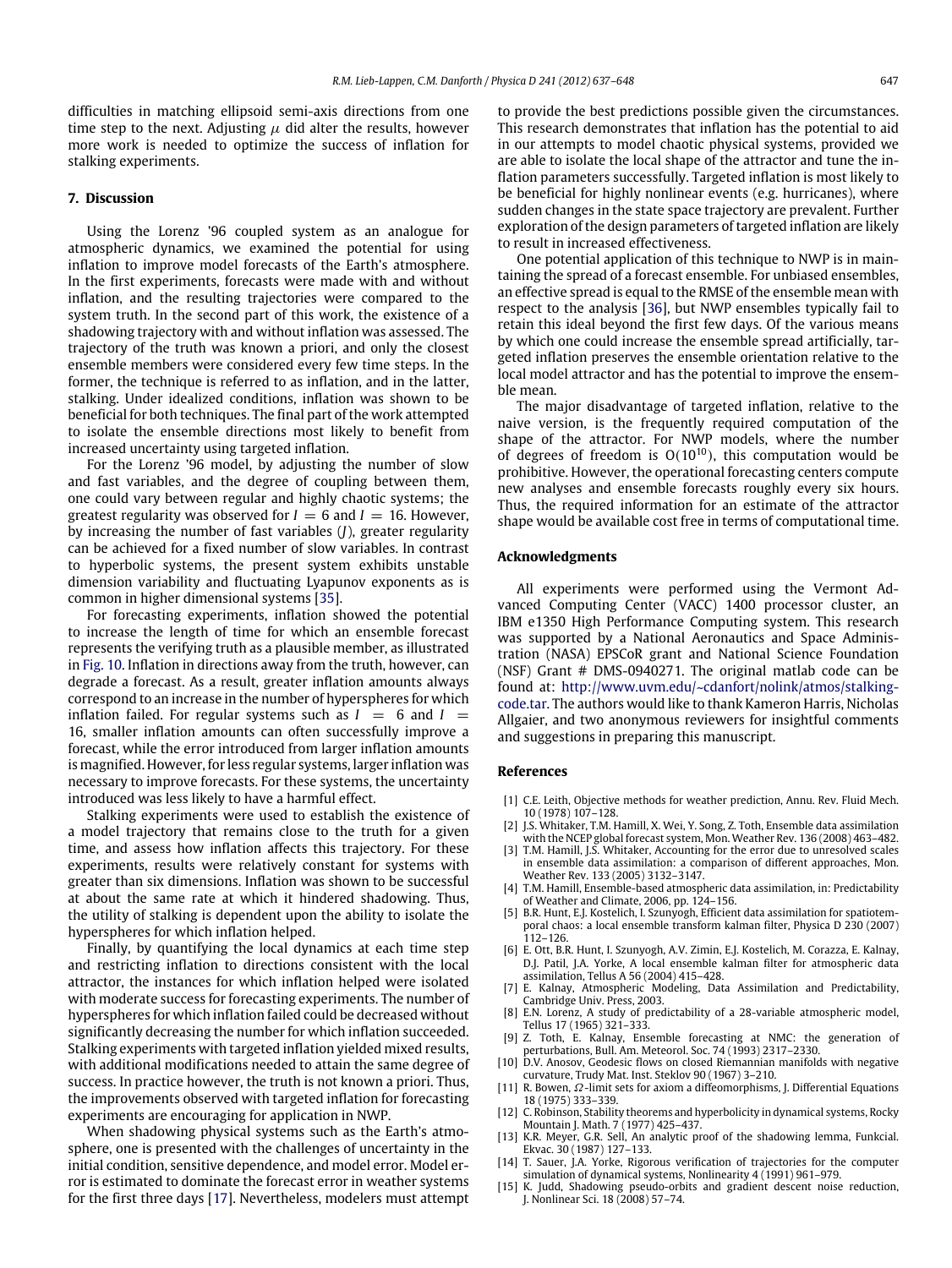difficulties in matching ellipsoid semi-axis directions from one time step to the next. Adjusting $\mu$ did alter the results, however more work is needed to optimize the success of inflation for stalking experiments.

## 7. Discussion

Using the Lorenz '96 coupled system as an analogue for atmospheric dynamics, we examined the potential for using inflation to improve model forecasts of the Earth's atmosphere. In the first experiments, forecasts were made with and without inflation, and the resulting trajectories were compared to the system truth. In the second part of this work, the existence of a shadowing trajectory with and without inflation was assessed. The trajectory of the truth was known a priori, and only the closest ensemble members were considered every few time steps. In the former, the technique is referred to as inflation, and in the latter, stalking. Under idealized conditions, inflation was shown to be beneficial for both techniques. The final part of the work attempted to isolate the ensemble directions most likely to benefit from increased uncertainty using targeted inflation.

For the Lorenz '96 model, by adjusting the number of slow and fast variables, and the degree of coupling between them, one could vary between regular and highly chaotic systems; the greatest regularity was observed for $I = 6$ and $I = 16$. However, by increasing the number of fast variables ($J$), greater regularity can be achieved for a fixed number of slow variables. In contrast to hyperbolic systems, the present system exhibits unstable dimension variability and fluctuating Lyapunov exponents as is common in higher dimensional systems [35].

For forecasting experiments, inflation showed the potential to increase the length of time for which an ensemble forecast represents the verifying truth as a plausible member, as illustrated in Fig. 10. Inflation in directions away from the truth, however, can degrade a forecast. As a result, greater inflation amounts always correspond to an increase in the number of hyperspheres for which inflation failed. For regular systems such as $I = 6$ and $I = 16$, smaller inflation amounts can often successfully improve a forecast, while the error introduced from larger inflation amounts is magnified. However, for less regular systems, larger inflation was necessary to improve forecasts. For these systems, the uncertainty introduced was less likely to have a harmful effect.

Stalking experiments were used to establish the existence of a model trajectory that remains close to the truth for a given time, and assess how inflation affects this trajectory. For these experiments, results were relatively constant for systems with greater than six dimensions. Inflation was shown to be successful at about the same rate at which it hindered shadowing. Thus, the utility of stalking is dependent upon the ability to isolate the hyperspheres for which inflation helped.

Finally, by quantifying the local dynamics at each time step and restricting inflation to directions consistent with the local attractor, the instances for which inflation helped were isolated with moderate success for forecasting experiments. The number of hyperspheres for which inflation failed could be decreased without significantly decreasing the number for which inflation succeeded. Stalking experiments with targeted inflation yielded mixed results, with additional modifications needed to attain the same degree of success. In practice however, the truth is not known a priori. Thus, the improvements observed with targeted inflation for forecasting experiments are encouraging for application in NWP.

When shadowing physical systems such as the Earth's atmosphere, one is presented with the challenges of uncertainty in the initial condition, sensitive dependence, and model error. Model error is estimated to dominate the forecast error in weather systems for the first three days [17]. Nevertheless, modelers must attempt to provide the best predictions possible given the circumstances. This research demonstrates that inflation has the potential to aid in our attempts to model chaotic physical systems, provided we are able to isolate the local shape of the attractor and tune the inflation parameters successfully. Targeted inflation is most likely to be beneficial for highly nonlinear events (e.g. hurricanes), where sudden changes in the state space trajectory are prevalent. Further exploration of the design parameters of targeted inflation are likely to result in increased effectiveness.

One potential application of this technique to NWP is in maintaining the spread of a forecast ensemble. For unbiased ensembles, an effective spread is equal to the RMSE of the ensemble mean with respect to the analysis [36], but NWP ensembles typically fail to retain this ideal beyond the first few days. Of the various means by which one could increase the ensemble spread artificially, targeted inflation preserves the ensemble orientation relative to the local model attractor and has the potential to improve the ensemble mean.

The major disadvantage of targeted inflation, relative to the naive version, is the frequently required computation of the shape of the attractor. For NWP models, where the number of degrees of freedom is $O(10^{10})$, this computation would be prohibitive. However, the operational forecasting centers compute new analyses and ensemble forecasts roughly every six hours. Thus, the required information for an estimate of the attractor shape would be available cost free in terms of computational time.

## Acknowledgments

All experiments were performed using the Vermont Advanced Computing Center (VACC) 1400 processor cluster, an IBM e1350 High Performance Computing system. This research was supported by a National Aeronautics and Space Administration (NASA) EPSCoR grant and National Science Foundation (NSF) Grant # DMS-0940271. The original matlab code can be found at: http://www.uvm.edu/~cdanfort/nolink/atmos/stalking-code.tar. The authors would like to thank Kameron Harris, Nicholas Allgaier, and two anonymous reviewers for insightful comments and suggestions in preparing this manuscript.

## References

[1] C.E. Leith, Objective methods for weather prediction, Annu. Rev. Fluid Mech. 10 (1978) 107–128.
[2] J.S. Whitaker, T.M. Hamill, X. Wei, Y. Song, Z. Toth, Ensemble data assimilation with the NCEP global forecast system, Mon. Weather Rev. 136 (2008) 463–482.
[3] T.M. Hamill, J.S. Whitaker, Accounting for the error due to unresolved scales in ensemble data assimilation: a comparison of different approaches, Mon. Weather Rev. 133 (2005) 3132–3147.
[4] T.M. Hamill, Ensemble-based atmospheric data assimilation, in: Predictability of Weather and Climate, 2006, pp. 124–156.
[5] B.R. Hunt, E.J. Kostelich, I. Szunyogh, Efficient data assimilation for spatiotemporal chaos: a local ensemble transform kalman filter, Physica D 230 (2007) 112–126.
[6] E. Ott, B.R. Hunt, I. Szunyogh, A.V. Zimin, E.J. Kostelich, M. Corazza, E. Kalnay, D.J. Patil, J.A. Yorke, A local ensemble kalman filter for atmospheric data assimilation, Tellus A 56 (2004) 415–428.
[7] E. Kalnay, Atmospheric Modeling, Data Assimilation and Predictability, Cambridge Univ. Press, 2003.
[8] E.N. Lorenz, A study of predictability of a 28-variable atmospheric model, Tellus 17 (1965) 321–333.
[9] Z. Toth, E. Kalnay, Ensemble forecasting at NMC: the generation of perturbations, Bull. Am. Meteorol. Soc. 74 (1993) 2317–2330.
[10] D.V. Anosov, Geodesic flows on closed Riemannian manifolds with negative curvature, Trudy Mat. Inst. Steklov 90 (1967) 3–210.
[11] R. Bowen, $\Omega$-limit sets for axiom a diffeomorphisms, J. Differential Equations 18 (1975) 333–339.
[12] C. Robinson, Stability theorems and hyperbolicity in dynamical systems, Rocky Mountain J. Math. 7 (1977) 425–437.
[13] K.R. Meyer, G.R. Sell, An analytic proof of the shadowing lemma, Funkcial. Ekvac. 30 (1987) 127–133.
[14] T. Sauer, J.A. Yorke, Rigorous verification of trajectories for the computer simulation of dynamical systems, Nonlinearity 4 (1991) 961–979.
[15] K. Judd, Shadowing pseudo-orbits and gradient descent noise reduction, J. Nonlinear Sci. 18 (2008) 57–74.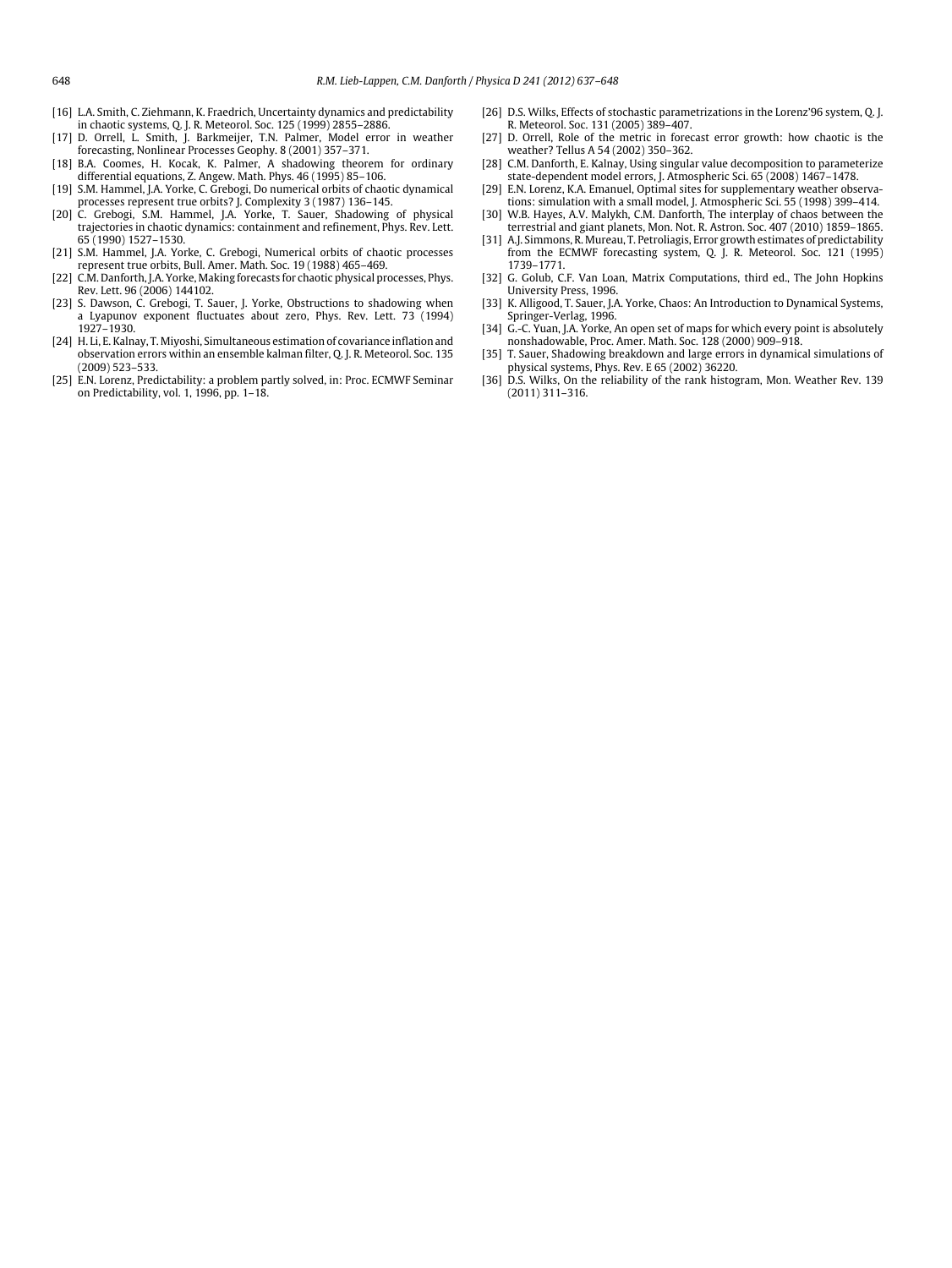[16] L.A. Smith, C. Ziehmann, K. Fraedrich, Uncertainty dynamics and predictability in chaotic systems, Q. J. R. Meteorol. Soc. 125 (1999) 2855–2886.

[17] D. Orrell, L. Smith, J. Barkmeijer, T.N. Palmer, Model error in weather forecasting, Nonlinear Processes Geophy. 8 (2001) 357–371.

[18] B.A. Coomes, H. Kocak, K. Palmer, A shadowing theorem for ordinary differential equations, Z. Angew. Math. Phys. 46 (1995) 85–106.

[19] S.M. Hammel, J.A. Yorke, C. Grebogi, Do numerical orbits of chaotic dynamical processes represent true orbits? J. Complexity 3 (1987) 136–145.

[20] C. Grebogi, S.M. Hammel, J.A. Yorke, T. Sauer, Shadowing of physical trajectories in chaotic dynamics: containment and refinement, Phys. Rev. Lett. 65 (1990) 1527–1530.

[21] S.M. Hammel, J.A. Yorke, C. Grebogi, Numerical orbits of chaotic processes represent true orbits, Bull. Amer. Math. Soc. 19 (1988) 465–469.

[22] C.M. Danforth, J.A. Yorke, Making forecasts for chaotic physical processes, Phys. Rev. Lett. 96 (2006) 144102.

[23] S. Dawson, C. Grebogi, T. Sauer, J. Yorke, Obstructions to shadowing when a Lyapunov exponent fluctuates about zero, Phys. Rev. Lett. 73 (1994) 1927–1930.

[24] H. Li, E. Kalnay, T. Miyoshi, Simultaneous estimation of covariance inflation and observation errors within an ensemble kalman filter, Q. J. R. Meteorol. Soc. 135 (2009) 523–533.

[25] E.N. Lorenz, Predictability: a problem partly solved, in: Proc. ECMWF Seminar on Predictability, vol. 1, 1996, pp. 1–18.

[26] D.S. Wilks, Effects of stochastic parametrizations in the Lorenz'96 system, Q. J. R. Meteorol. Soc. 131 (2005) 389–407.

[27] D. Orrell, Role of the metric in forecast error growth: how chaotic is the weather? Tellus A 54 (2002) 350–362.

[28] C.M. Danforth, E. Kalnay, Using singular value decomposition to parameterize state-dependent model errors, J. Atmospheric Sci. 65 (2008) 1467–1478.

[29] E.N. Lorenz, K.A. Emanuel, Optimal sites for supplementary weather observations: simulation with a small model, J. Atmospheric Sci. 55 (1998) 399–414.

[30] W.B. Hayes, A.V. Malykh, C.M. Danforth, The interplay of chaos between the terrestrial and giant planets, Mon. Not. R. Astron. Soc. 407 (2010) 1859–1865.

[31] A.J. Simmons, R. Mureau, T. Petroliagis, Error growth estimates of predictability from the ECMWF forecasting system, Q. J. R. Meteorol. Soc. 121 (1995) 1739–1771.

[32] G. Golub, C.F. Van Loan, Matrix Computations, third ed., The John Hopkins University Press, 1996.

[33] K. Alligood, T. Sauer, J.A. Yorke, Chaos: An Introduction to Dynamical Systems, Springer-Verlag, 1996.

[34] G.-C. Yuan, J.A. Yorke, An open set of maps for which every point is absolutely nonshadowable, Proc. Amer. Math. Soc. 128 (2000) 909–918.

[35] T. Sauer, Shadowing breakdown and large errors in dynamical simulations of physical systems, Phys. Rev. E 65 (2002) 36220.

[36] D.S. Wilks, On the reliability of the rank histogram, Mon. Weather Rev. 139 (2011) 311–316.